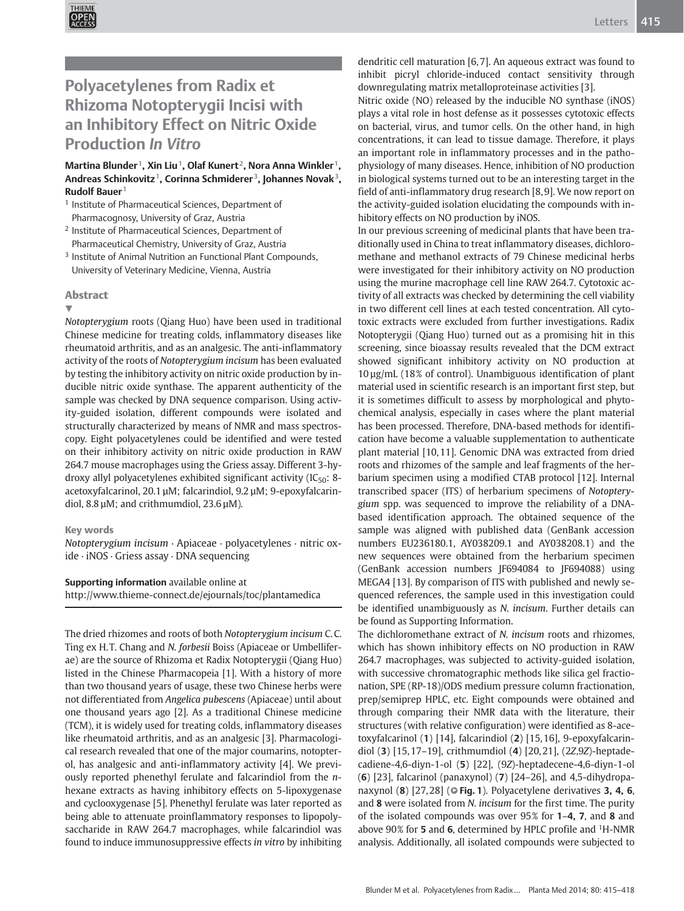# Polyacetylenes from Radix et Rhizoma Notopterygii Incisi with an Inhibitory Effect on Nitric Oxide Production *In Vitro*

**Martina Blunder[1], Xin Liu[1], Olaf Kunert[2], Nora Anna Winkler[1], Andreas Schinkovitz[1], Corinna Schmiderer[3], Johannes Novak[3], Rudolf Bauer[1]**

[1] Institute of Pharmaceutical Sciences, Department of Pharmacognosy, University of Graz, Austria
[2] Institute of Pharmaceutical Sciences, Department of Pharmaceutical Chemistry, University of Graz, Austria
[3] Institute of Animal Nutrition an Functional Plant Compounds, University of Veterinary Medicine, Vienna, Austria

## Abstract

*Notopterygium* roots (Qiang Huo) have been used in traditional Chinese medicine for treating colds, inflammatory diseases like rheumatoid arthritis, and as an analgesic. The anti-inflammatory activity of the roots of *Notopterygium incisum* has been evaluated by testing the inhibitory activity on nitric oxide production by inducible nitric oxide synthase. The apparent authenticity of the sample was checked by DNA sequence comparison. Using activity-guided isolation, different compounds were isolated and structurally characterized by means of NMR and mass spectroscopy. Eight polyacetylenes could be identified and were tested on their inhibitory activity on nitric oxide production in RAW 264.7 mouse macrophages using the Griess assay. Different 3-hydroxy allyl polyacetylenes exhibited significant activity ($IC_{50}$: 8-acetoxyfalcarinol, 20.1 µM; falcarindiol, 9.2 µM; 9-epoxyfalcarindiol, 8.8 µM; and crithmumdiol, 23.6 µM).

### Key words

*Notopterygium incisum* · Apiaceae · polyacetylenes · nitric oxide · iNOS · Griess assay · DNA sequencing

**Supporting information** available online at http://www.thieme-connect.de/ejournals/toc/plantamedica

The dried rhizomes and roots of both *Notopterygium incisum* C. C. Ting ex H. T. Chang and *N. forbesii* Boiss (Apiaceae or Umbelliferae) are the source of Rhizoma et Radix Notopterygii (Qiang Huo) listed in the Chinese Pharmacopeia [1]. With a history of more than two thousand years of usage, these two Chinese herbs were not differentiated from *Angelica pubescens* (Apiaceae) until about one thousand years ago [2]. As a traditional Chinese medicine (TCM), it is widely used for treating colds, inflammatory diseases like rheumatoid arthritis, and as an analgesic [3]. Pharmacological research revealed that one of the major coumarins, notopterol, has analgesic and anti-inflammatory activity [4]. We previously reported phenethyl ferulate and falcarindiol from the *n*-hexane extracts as having inhibitory effects on 5-lipoxygenase and cyclooxygenase [5]. Phenethyl ferulate was later reported as being able to attenuate proinflammatory responses to lipopolysaccharide in RAW 264.7 macrophages, while falcarindiol was found to induce immunosuppressive effects *in vitro* by inhibiting dendritic cell maturation [6,7]. An aqueous extract was found to inhibit picryl chloride-induced contact sensitivity through downregulating matrix metalloproteinase activities [3].

Nitric oxide (NO) released by the inducible NO synthase (iNOS) plays a vital role in host defense as it possesses cytotoxic effects on bacterial, virus, and tumor cells. On the other hand, in high concentrations, it can lead to tissue damage. Therefore, it plays an important role in inflammatory processes and in the pathophysiology of many diseases. Hence, inhibition of NO production in biological systems turned out to be an interesting target in the field of anti-inflammatory drug research [8,9]. We now report on the activity-guided isolation elucidating the compounds with inhibitory effects on NO production by iNOS.

In our previous screening of medicinal plants that have been traditionally used in China to treat inflammatory diseases, dichloromethane and methanol extracts of 79 Chinese medicinal herbs were investigated for their inhibitory activity on NO production using the murine macrophage cell line RAW 264.7. Cytotoxic activity of all extracts was checked by determining the cell viability in two different cell lines at each tested concentration. All cytotoxic extracts were excluded from further investigations. Radix Notopterygii (Qiang Huo) turned out as a promising hit in this screening, since bioassay results revealed that the DCM extract showed significant inhibitory activity on NO production at 10 µg/mL (18% of control). Unambiguous identification of plant material used in scientific research is an important first step, but it is sometimes difficult to assess by morphological and phytochemical analysis, especially in cases where the plant material has been processed. Therefore, DNA-based methods for identification have become a valuable supplementation to authenticate plant material [10,11]. Genomic DNA was extracted from dried roots and rhizomes of the sample and leaf fragments of the herbarium specimen using a modified CTAB protocol [12]. Internal transcribed spacer (ITS) of herbarium specimens of *Notopterygium* spp. was sequenced to improve the reliability of a DNA-based identification approach. The obtained sequence of the sample was aligned with published data (GenBank accession numbers EU236180.1, AY038209.1 and AY038208.1) and the new sequences were obtained from the herbarium specimen (GenBank accession numbers JF694084 to JF694088) using MEGA4 [13]. By comparison of ITS with published and newly sequenced references, the sample used in this investigation could be identified unambiguously as *N. incisum*. Further details can be found as Supporting Information.

The dichloromethane extract of *N. incisum* roots and rhizomes, which has shown inhibitory effects on NO production in RAW 264.7 macrophages, was subjected to activity-guided isolation, with successive chromatographic methods like silica gel fractionation, SPE (RP-18)/ODS medium pressure column fractionation, prep/semiprep HPLC, etc. Eight compounds were obtained and through comparing their NMR data with the literature, their structures (with relative configuration) were identified as 8-acetoxyfalcarinol (**1**) [14], falcarindiol (**2**) [15,16], 9-epoxyfalcarindiol (**3**) [15,17–19], crithmumdiol (**4**) [20,21], (2*Z*,9*Z*)-heptadecadiene-4,6-diyn-1-ol (**5**) [22], (9*Z*)-heptadecene-4,6-diyn-1-ol (**6**) [23], falcarinol (panaxynol) (**7**) [24–26], and 4,5-dihydropanaxynol (**8**) [27,28] (**Fig. 1**). Polyacetylene derivatives **3, 4, 6,** and **8** were isolated from *N. incisum* for the first time. The purity of the isolated compounds was over 95% for **1–4, 7,** and **8** and above 90% for **5** and **6**, determined by HPLC profile and $^{1}$H-NMR analysis. Additionally, all isolated compounds were subjected to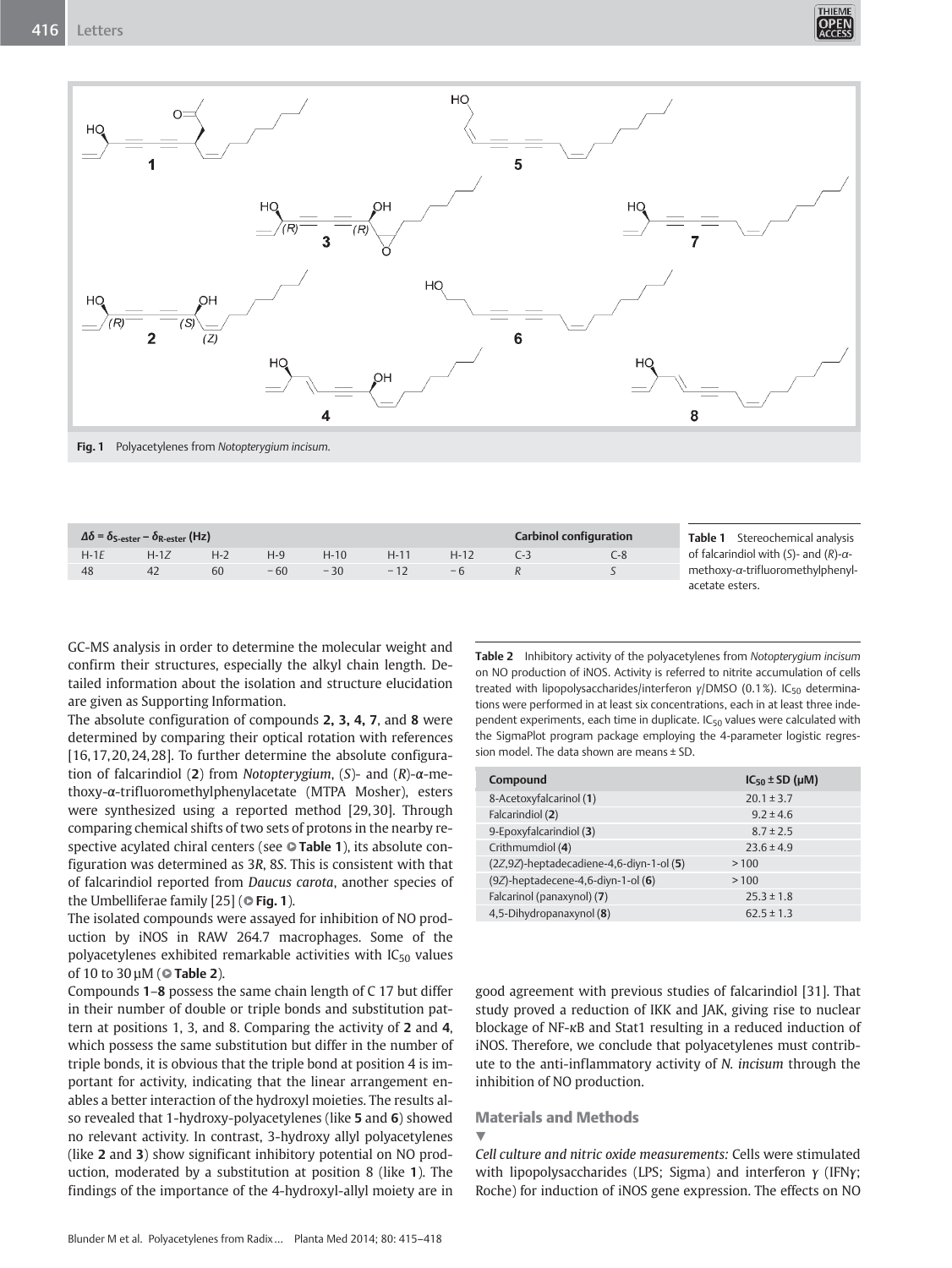Fig. 1 Polyacetylenes from *Notopterygium incisum*.

Table 1 Stereochemical analysis of falcarindiol with (*S*)- and (*R*)-α-methoxy-α-trifluoromethylphenylacetate esters.

| $\Delta\delta = \delta_{S\text{-ester}} - \delta_{R\text{-ester}}$ (Hz) | | | | | | | Carbinol configuration | |
|---|---|---|---|---|---|---|---|---|
| H-1*E* | H-1*Z* | H-2 | H-9 | H-10 | H-11 | H-12 | C-3 | C-8 |
| 48 | 42 | 60 | − 60 | − 30 | − 12 | − 6 | *R* | *S* |

GC-MS analysis in order to determine the molecular weight and confirm their structures, especially the alkyl chain length. Detailed information about the isolation and structure elucidation are given as Supporting Information.

The absolute configuration of compounds **2, 3, 4, 7**, and **8** were determined by comparing their optical rotation with references [16,17,20,24,28]. To further determine the absolute configuration of falcarindiol (**2**) from *Notopterygium*, (*S*)- and (*R*)-α-methoxy-α-trifluoromethylphenylacetate (MTPA Mosher), esters were synthesized using a reported method [29,30]. Through comparing chemical shifts of two sets of protons in the nearby respective acylated chiral centers (see **Table 1**), its absolute configuration was determined as 3*R*, 8*S*. This is consistent with that of falcarindiol reported from *Daucus carota*, another species of the Umbelliferae family [25] (**Fig. 1**).

The isolated compounds were assayed for inhibition of NO production by iNOS in RAW 264.7 macrophages. Some of the polyacetylenes exhibited remarkable activities with $IC_{50}$ values of 10 to 30 µM (**Table 2**).

Compounds **1**–**8** possess the same chain length of C 17 but differ in their number of double or triple bonds and substitution pattern at positions 1, 3, and 8. Comparing the activity of **2** and **4**, which possess the same substitution but differ in the number of triple bonds, it is obvious that the triple bond at position 4 is important for activity, indicating that the linear arrangement enables a better interaction of the hydroxyl moieties. The results also revealed that 1-hydroxy-polyacetylenes (like **5** and **6**) showed no relevant activity. In contrast, 3-hydroxy allyl polyacetylenes (like **2** and **3**) show significant inhibitory potential on NO production, moderated by a substitution at position 8 (like **1**). The findings of the importance of the 4-hydroxyl-allyl moiety are in

Table 2 Inhibitory activity of the polyacetylenes from *Notopterygium incisum* on NO production of iNOS. Activity is referred to nitrite accumulation of cells treated with lipopolysaccharides/interferon γ/DMSO (0.1%). $IC_{50}$ determinations were performed in at least six concentrations, each in at least three independent experiments, each time in duplicate. $IC_{50}$ values were calculated with the SigmaPlot program package employing the 4-parameter logistic regression model. The data shown are means ± SD.

| Compound | $IC_{50}$ ± SD (µM) |
|---|---|
| 8-Acetoxyfalcarinol (**1**) | 20.1 ± 3.7 |
| Falcarindiol (**2**) | 9.2 ± 4.6 |
| 9-Epoxyfalcarindiol (**3**) | 8.7 ± 2.5 |
| Crithmumdiol (**4**) | 23.6 ± 4.9 |
| (2*Z*,9*Z*)-heptadecadiene-4,6-diyn-1-ol (**5**) | > 100 |
| (9*Z*)-heptadecene-4,6-diyn-1-ol (**6**) | > 100 |
| Falcarinol (panaxynol) (**7**) | 25.3 ± 1.8 |
| 4,5-Dihydropanaxynol (**8**) | 62.5 ± 1.3 |

good agreement with previous studies of falcarindiol [31]. That study proved a reduction of IKK and JAK, giving rise to nuclear blockage of NF-κB and Stat1 resulting in a reduced induction of iNOS. Therefore, we conclude that polyacetylenes must contribute to the anti-inflammatory activity of *N. incisum* through the inhibition of NO production.

## Materials and Methods

*Cell culture and nitric oxide measurements:* Cells were stimulated with lipopolysaccharides (LPS; Sigma) and interferon γ (IFNγ; Roche) for induction of iNOS gene expression. The effects on NO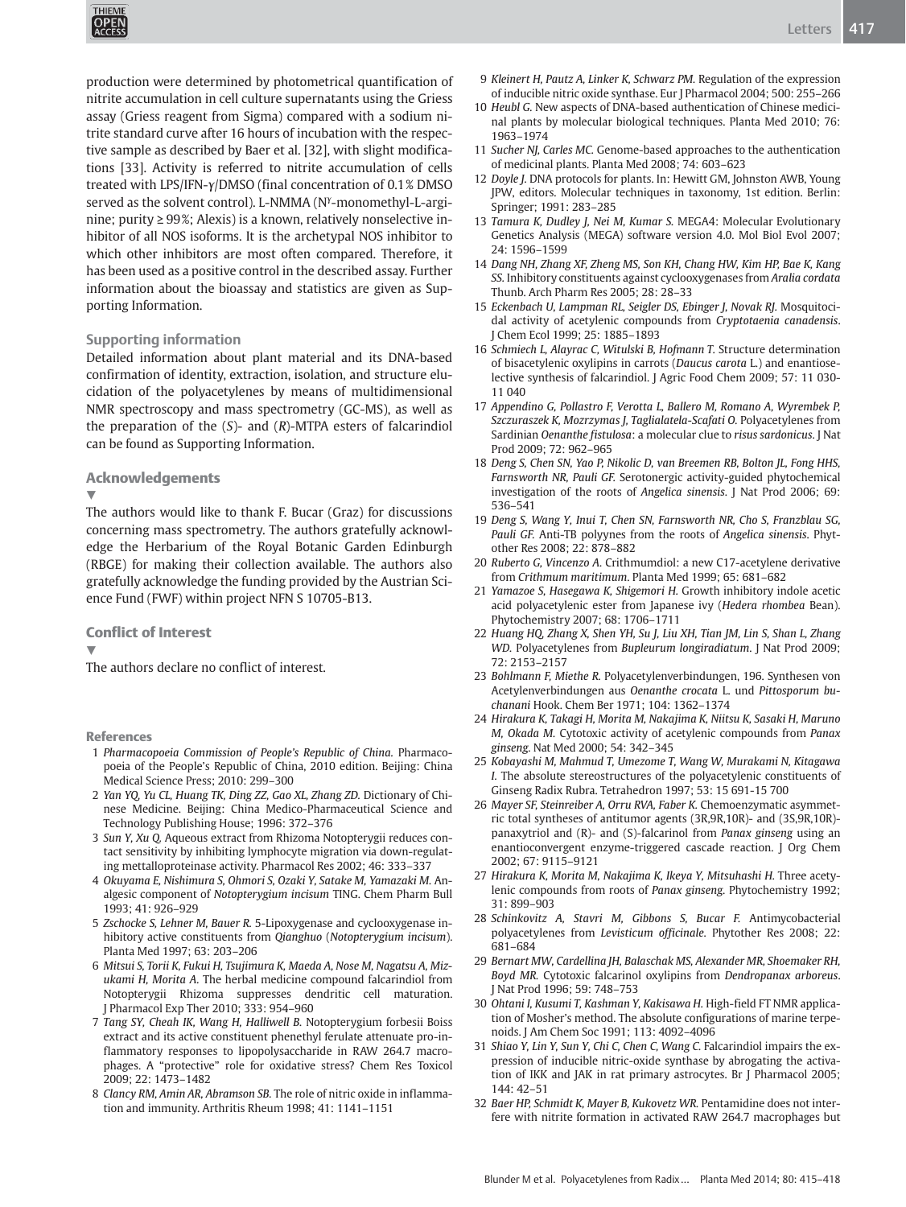production were determined by photometrical quantification of nitrite accumulation in cell culture supernatants using the Griess assay (Griess reagent from Sigma) compared with a sodium nitrite standard curve after 16 hours of incubation with the respective sample as described by Baer et al. [32], with slight modifications [33]. Activity is referred to nitrite accumulation of cells treated with LPS/IFN-γ/DMSO (final concentration of 0.1% DMSO served as the solvent control). L-NMMA ($N^{\gamma}$-monomethyl-L-arginine; purity ≥ 99%; Alexis) is a known, relatively nonselective inhibitor of all NOS isoforms. It is the archetypal NOS inhibitor to which other inhibitors are most often compared. Therefore, it has been used as a positive control in the described assay. Further information about the bioassay and statistics are given as Supporting Information.

### Supporting information

Detailed information about plant material and its DNA-based confirmation of identity, extraction, isolation, and structure elucidation of the polyacetylenes by means of multidimensional NMR spectroscopy and mass spectrometry (GC-MS), as well as the preparation of the (*S*)- and (*R*)-MTPA esters of falcarindiol can be found as Supporting Information.

## Acknowledgements

The authors would like to thank F. Bucar (Graz) for discussions concerning mass spectrometry. The authors gratefully acknowledge the Herbarium of the Royal Botanic Garden Edinburgh (RBGE) for making their collection available. The authors also gratefully acknowledge the funding provided by the Austrian Science Fund (FWF) within project NFN S 10705-B13.

## Conflict of Interest

The authors declare no conflict of interest.

### References

1 *Pharmacopoeia Commission of People's Republic of China.* Pharmacopoeia of the People's Republic of China, 2010 edition. Beijing: China Medical Science Press; 2010: 299–300

2 *Yan YQ, Yu CL, Huang TK, Ding ZZ, Gao XL, Zhang ZD.* Dictionary of Chinese Medicine. Beijing: China Medico-Pharmaceutical Science and Technology Publishing House; 1996: 372–376

3 *Sun Y, Xu Q.* Aqueous extract from Rhizoma Notopterygii reduces contact sensitivity by inhibiting lymphocyte migration via down-regulating metalloproteinase activity. Pharmacol Res 2002; 46: 333–337

4 *Okuyama E, Nishimura S, Ohmori S, Ozaki Y, Satake M, Yamazaki M.* Analgesic component of *Notopterygium incisum* TING. Chem Pharm Bull 1993; 41: 926–929

5 *Zschocke S, Lehner M, Bauer R.* 5-Lipoxygenase and cyclooxygenase inhibitory active constituents from *Qianghuo* (*Notopterygium incisum*). Planta Med 1997; 63: 203–206

6 *Mitsui S, Torii K, Fukui H, Tsujimura K, Maeda A, Nose M, Nagatsu A, Mizukami H, Morita A.* The herbal medicine compound falcarindiol from Notopterygii Rhizoma suppresses dendritic cell maturation. J Pharmacol Exp Ther 2010; 333: 954–960

7 *Tang SY, Cheah IK, Wang H, Halliwell B.* Notopterygium forbesii Boiss extract and its active constituent phenethyl ferulate attenuate pro-inflammatory responses to lipopolysaccharide in RAW 264.7 macrophages. A "protective" role for oxidative stress? Chem Res Toxicol 2009; 22: 1473–1482

8 *Clancy RM, Amin AR, Abramson SB.* The role of nitric oxide in inflammation and immunity. Arthritis Rheum 1998; 41: 1141–1151

9 *Kleinert H, Pautz A, Linker K, Schwarz PM.* Regulation of the expression of inducible nitric oxide synthase. Eur J Pharmacol 2004; 500: 255–266

10 *Heubl G.* New aspects of DNA-based authentication of Chinese medicinal plants by molecular biological techniques. Planta Med 2010; 76: 1963–1974

11 *Sucher NJ, Carles MC.* Genome-based approaches to the authentication of medicinal plants. Planta Med 2008; 74: 603–623

12 *Doyle J.* DNA protocols for plants. In: Hewitt GM, Johnston AWB, Young JPW, editors. Molecular techniques in taxonomy, 1st edition. Berlin: Springer; 1991: 283–285

13 *Tamura K, Dudley J, Nei M, Kumar S.* MEGA4: Molecular Evolutionary Genetics Analysis (MEGA) software version 4.0. Mol Biol Evol 2007; 24: 1596–1599

14 *Dang NH, Zhang XF, Zheng MS, Son KH, Chang HW, Kim HP, Bae K, Kang SS.* Inhibitory constituents against cyclooxygenases from *Aralia cordata* Thunb. Arch Pharm Res 2005; 28: 28–33

15 *Eckenbach U, Lampman RL, Seigler DS, Ebinger J, Novak RJ.* Mosquitocidal activity of acetylenic compounds from *Cryptotaenia canadensis*. J Chem Ecol 1999; 25: 1885–1893

16 *Schmiech L, Alayrac C, Witulski B, Hofmann T.* Structure determination of bisacetylenic oxylipins in carrots (*Daucus carota* L.) and enantioselective synthesis of falcarindiol. J Agric Food Chem 2009; 57: 11 030-11 040

17 *Appendino G, Pollastro F, Verotta L, Ballero M, Romano A, Wyrembek P, Szczuraszek K, Mozrzymas J, Taglialatela-Scafati O.* Polyacetylenes from Sardinian *Oenanthe fistulosa*: a molecular clue to *risus sardonicus*. J Nat Prod 2009; 72: 962–965

18 *Deng S, Chen SN, Yao P, Nikolic D, van Breemen RB, Bolton JL, Fong HHS, Farnsworth NR, Pauli GF.* Serotonergic activity-guided phytochemical investigation of the roots of *Angelica sinensis*. J Nat Prod 2006; 69: 536–541

19 *Deng S, Wang Y, Inui T, Chen SN, Farnsworth NR, Cho S, Franzblau SG, Pauli GF.* Anti-TB polyynes from the roots of *Angelica sinensis*. Phytother Res 2008; 22: 878–882

20 *Ruberto G, Vincenzo A.* Crithmumdiol: a new C17-acetylene derivative from *Crithmum maritimum*. Planta Med 1999; 65: 681–682

21 *Yamazoe S, Hasegawa K, Shigemori H.* Growth inhibitory indole acetic acid polyacetylenic ester from Japanese ivy (*Hedera rhombea* Bean). Phytochemistry 2007; 68: 1706–1711

22 *Huang HQ, Zhang X, Shen YH, Su J, Liu XH, Tian JM, Lin S, Shan L, Zhang WD.* Polyacetylenes from *Bupleurum longiradiatum*. J Nat Prod 2009; 72: 2153–2157

23 *Bohlmann F, Miethe R.* Polyacetylenverbindungen, 196. Synthesen von Acetylenverbindungen aus *Oenanthe crocata* L. und *Pittosporum buchanani* Hook. Chem Ber 1971; 104: 1362–1374

24 *Hirakura K, Takagi H, Morita M, Nakajima K, Niitsu K, Sasaki H, Maruno M, Okada M.* Cytotoxic activity of acetylenic compounds from *Panax ginseng*. Nat Med 2000; 54: 342–345

25 *Kobayashi M, Mahmud T, Umezome T, Wang W, Murakami N, Kitagawa I.* The absolute stereostructures of the polyacetylenic constituents of Ginseng Radix Rubra. Tetrahedron 1997; 53: 15 691-15 700

26 *Mayer SF, Steinreiber A, Orru RVA, Faber K.* Chemoenzymatic asymmetric total syntheses of antitumor agents (3R,9R,10R)- and (3S,9R,10R)-panaxytriol and (R)- and (S)-falcarinol from *Panax ginseng* using an enantioconvergent enzyme-triggered cascade reaction. J Org Chem 2002; 67: 9115–9121

27 *Hirakura K, Morita M, Nakajima K, Ikeya Y, Mitsuhashi H.* Three acetylenic compounds from roots of *Panax ginseng*. Phytochemistry 1992; 31: 899–903

28 *Schinkovitz A, Stavri M, Gibbons S, Bucar F.* Antimycobacterial polyacetylenes from *Levisticum officinale*. Phytother Res 2008; 22: 681–684

29 *Bernart MW, Cardellina JH, Balaschak MS, Alexander MR, Shoemaker RH, Boyd MR.* Cytotoxic falcarinol oxylipins from *Dendropanax arboreus*. J Nat Prod 1996; 59: 748–753

30 *Ohtani I, Kusumi T, Kashman Y, Kakisawa H.* High-field FT NMR application of Mosher's method. The absolute configurations of marine terpenoids. J Am Chem Soc 1991; 113: 4092–4096

31 *Shiao Y, Lin Y, Sun Y, Chi C, Chen C, Wang C.* Falcarindiol impairs the expression of inducible nitric-oxide synthase by abrogating the activation of IKK and JAK in rat primary astrocytes. Br J Pharmacol 2005; 144: 42–51

32 *Baer HP, Schmidt K, Mayer B, Kukovetz WR.* Pentamidine does not interfere with nitrite formation in activated RAW 264.7 macrophages but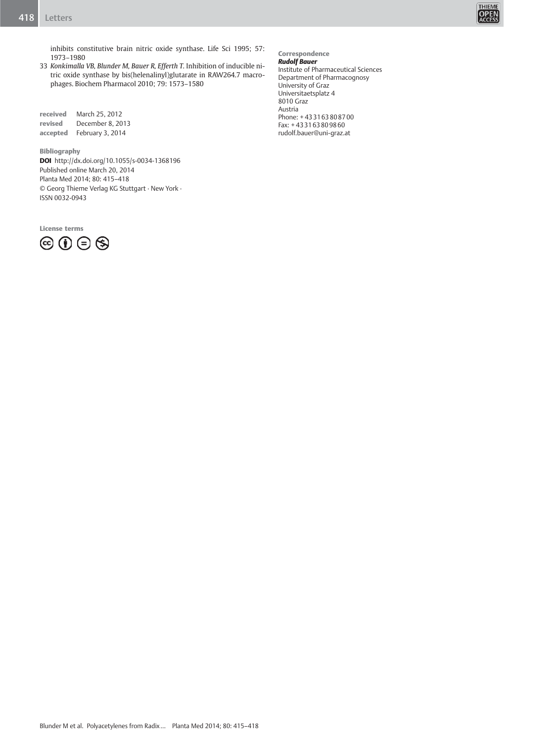inhibits constitutive brain nitric oxide synthase. Life Sci 1995; 57: 1973–1980

33 *Konkimalla VB, Blunder M, Bauer R, Efferth T.* Inhibition of inducible nitric oxide synthase by bis(helenalinyl)glutarate in RAW264.7 macrophages. Biochem Pharmacol 2010; 79: 1573–1580

**received** March 25, 2012
**revised** December 8, 2013
**accepted** February 3, 2014

**Bibliography**

**DOI** http://dx.doi.org/10.1055/s-0034-1368196
Published online March 20, 2014
Planta Med 2014; 80: 415–418
© Georg Thieme Verlag KG Stuttgart · New York ·
ISSN 0032-0943

**License terms**

**Correspondence**

***Rudolf Bauer***
Institute of Pharmaceutical Sciences
Department of Pharmacognosy
University of Graz
Universitaetsplatz 4
8010 Graz
Austria
Phone: + 43 31 63 80 87 00
Fax: + 43 31 63 80 98 60
rudolf.bauer@uni-graz.at